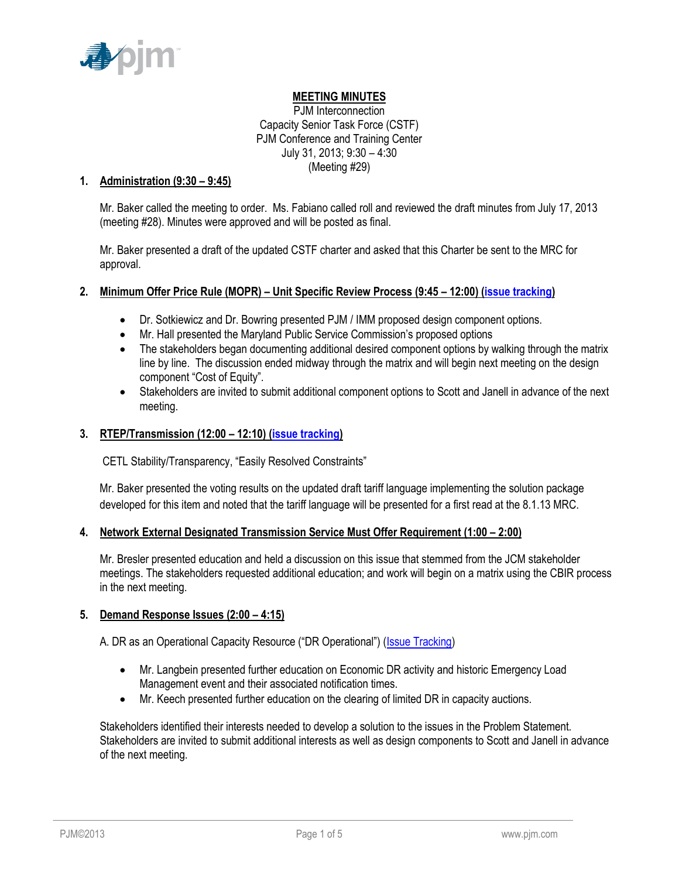**MEETING MINUTES**

PJM Interconnection
Capacity Senior Task Force (CSTF)
PJM Conference and Training Center
July 31, 2013; 9:30 – 4:30
(Meeting #29)

## 1. Administration (9:30 – 9:45)

Mr. Baker called the meeting to order. Ms. Fabiano called roll and reviewed the draft minutes from July 17, 2013 (meeting #28). Minutes were approved and will be posted as final.

Mr. Baker presented a draft of the updated CSTF charter and asked that this Charter be sent to the MRC for approval.

## 2. Minimum Offer Price Rule (MOPR) – Unit Specific Review Process (9:45 – 12:00) (issue tracking)

- Dr. Sotkiewicz and Dr. Bowring presented PJM / IMM proposed design component options.
- Mr. Hall presented the Maryland Public Service Commission's proposed options
- The stakeholders began documenting additional desired component options by walking through the matrix line by line. The discussion ended midway through the matrix and will begin next meeting on the design component "Cost of Equity".
- Stakeholders are invited to submit additional component options to Scott and Janell in advance of the next meeting.

## 3. RTEP/Transmission (12:00 – 12:10) (issue tracking)

CETL Stability/Transparency, "Easily Resolved Constraints"

Mr. Baker presented the voting results on the updated draft tariff language implementing the solution package developed for this item and noted that the tariff language will be presented for a first read at the 8.1.13 MRC.

## 4. Network External Designated Transmission Service Must Offer Requirement (1:00 – 2:00)

Mr. Bresler presented education and held a discussion on this issue that stemmed from the JCM stakeholder meetings. The stakeholders requested additional education; and work will begin on a matrix using the CBIR process in the next meeting.

## 5. Demand Response Issues (2:00 – 4:15)

A. DR as an Operational Capacity Resource ("DR Operational") (Issue Tracking)

- Mr. Langbein presented further education on Economic DR activity and historic Emergency Load Management event and their associated notification times.
- Mr. Keech presented further education on the clearing of limited DR in capacity auctions.

Stakeholders identified their interests needed to develop a solution to the issues in the Problem Statement. Stakeholders are invited to submit additional interests as well as design components to Scott and Janell in advance of the next meeting.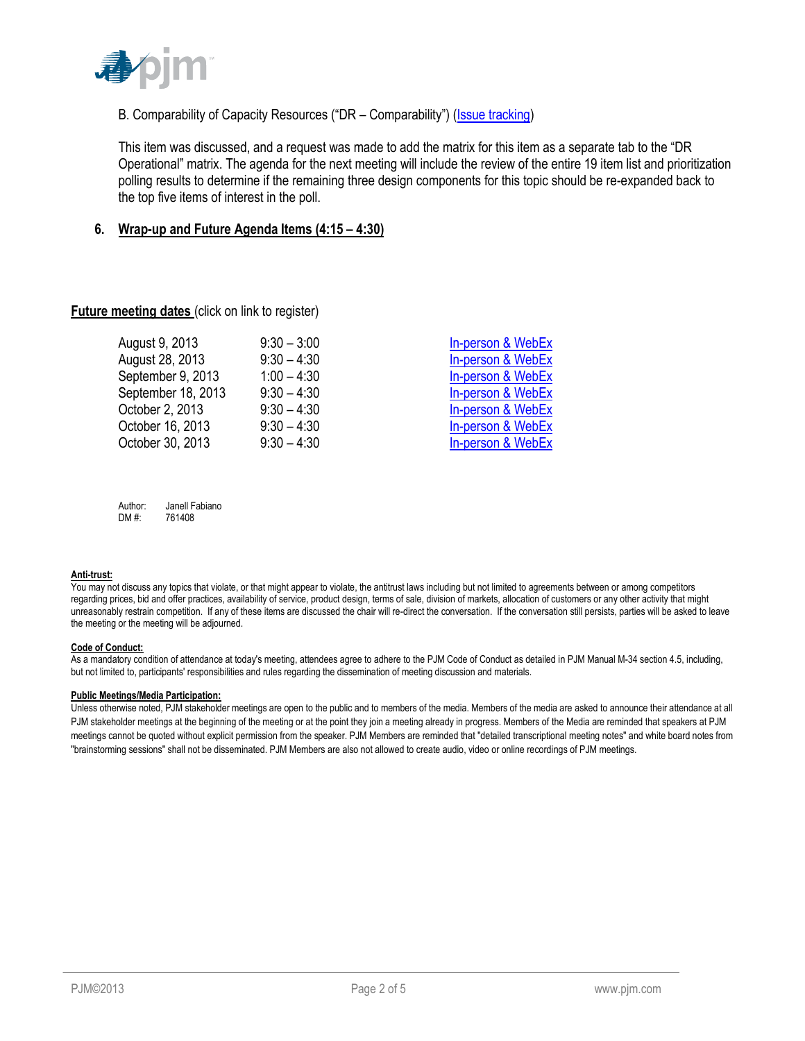B. Comparability of Capacity Resources ("DR – Comparability") (Issue tracking)

This item was discussed, and a request was made to add the matrix for this item as a separate tab to the "DR Operational" matrix. The agenda for the next meeting will include the review of the entire 19 item list and prioritization polling results to determine if the remaining three design components for this topic should be re-expanded back to the top five items of interest in the poll.

## 6. Wrap-up and Future Agenda Items (4:15 – 4:30)

**Future meeting dates** (click on link to register)

| | | |
|---|---|---|
| August 9, 2013 | 9:30 – 3:00 | In-person & WebEx |
| August 28, 2013 | 9:30 – 4:30 | In-person & WebEx |
| September 9, 2013 | 1:00 – 4:30 | In-person & WebEx |
| September 18, 2013 | 9:30 – 4:30 | In-person & WebEx |
| October 2, 2013 | 9:30 – 4:30 | In-person & WebEx |
| October 16, 2013 | 9:30 – 4:30 | In-person & WebEx |
| October 30, 2013 | 9:30 – 4:30 | In-person & WebEx |

Author: Janell Fabiano
DM #: 761408

**Anti-trust:**
You may not discuss any topics that violate, or that might appear to violate, the antitrust laws including but not limited to agreements between or among competitors regarding prices, bid and offer practices, availability of service, product design, terms of sale, division of markets, allocation of customers or any other activity that might unreasonably restrain competition. If any of these items are discussed the chair will re-direct the conversation. If the conversation still persists, parties will be asked to leave the meeting or the meeting will be adjourned.

**Code of Conduct:**
As a mandatory condition of attendance at today's meeting, attendees agree to adhere to the PJM Code of Conduct as detailed in PJM Manual M-34 section 4.5, including, but not limited to, participants' responsibilities and rules regarding the dissemination of meeting discussion and materials.

**Public Meetings/Media Participation:**
Unless otherwise noted, PJM stakeholder meetings are open to the public and to members of the media. Members of the media are asked to announce their attendance at all PJM stakeholder meetings at the beginning of the meeting or at the point they join a meeting already in progress. Members of the Media are reminded that speakers at PJM meetings cannot be quoted without explicit permission from the speaker. PJM Members are reminded that "detailed transcriptional meeting notes" and white board notes from "brainstorming sessions" shall not be disseminated. PJM Members are also not allowed to create audio, video or online recordings of PJM meetings.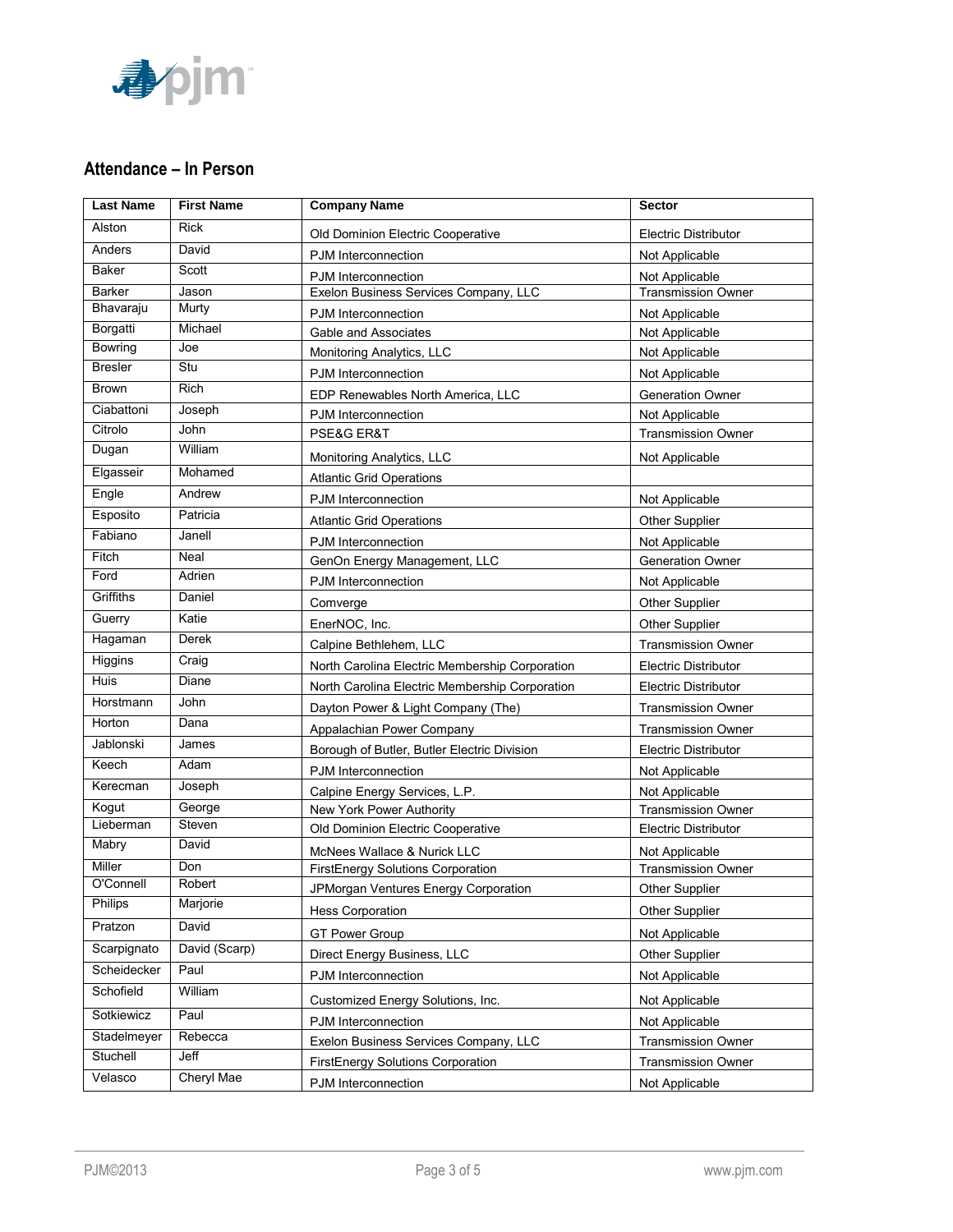## Attendance – In Person

| Last Name | First Name | Company Name | Sector |
|---|---|---|---|
| Alston | Rick | Old Dominion Electric Cooperative | Electric Distributor |
| Anders | David | PJM Interconnection | Not Applicable |
| Baker | Scott | PJM Interconnection | Not Applicable |
| Barker | Jason | Exelon Business Services Company, LLC | Transmission Owner |
| Bhavaraju | Murty | PJM Interconnection | Not Applicable |
| Borgatti | Michael | Gable and Associates | Not Applicable |
| Bowring | Joe | Monitoring Analytics, LLC | Not Applicable |
| Bresler | Stu | PJM Interconnection | Not Applicable |
| Brown | Rich | EDP Renewables North America, LLC | Generation Owner |
| Ciabattoni | Joseph | PJM Interconnection | Not Applicable |
| Citrolo | John | PSE&G ER&T | Transmission Owner |
| Dugan | William | Monitoring Analytics, LLC | Not Applicable |
| Elgasseir | Mohamed | Atlantic Grid Operations | |
| Engle | Andrew | PJM Interconnection | Not Applicable |
| Esposito | Patricia | Atlantic Grid Operations | Other Supplier |
| Fabiano | Janell | PJM Interconnection | Not Applicable |
| Fitch | Neal | GenOn Energy Management, LLC | Generation Owner |
| Ford | Adrien | PJM Interconnection | Not Applicable |
| Griffiths | Daniel | Comverge | Other Supplier |
| Guerry | Katie | EnerNOC, Inc. | Other Supplier |
| Hagaman | Derek | Calpine Bethlehem, LLC | Transmission Owner |
| Higgins | Craig | North Carolina Electric Membership Corporation | Electric Distributor |
| Huis | Diane | North Carolina Electric Membership Corporation | Electric Distributor |
| Horstmann | John | Dayton Power & Light Company (The) | Transmission Owner |
| Horton | Dana | Appalachian Power Company | Transmission Owner |
| Jablonski | James | Borough of Butler, Butler Electric Division | Electric Distributor |
| Keech | Adam | PJM Interconnection | Not Applicable |
| Kerecman | Joseph | Calpine Energy Services, L.P. | Not Applicable |
| Kogut | George | New York Power Authority | Transmission Owner |
| Lieberman | Steven | Old Dominion Electric Cooperative | Electric Distributor |
| Mabry | David | McNees Wallace & Nurick LLC | Not Applicable |
| Miller | Don | FirstEnergy Solutions Corporation | Transmission Owner |
| O'Connell | Robert | JPMorgan Ventures Energy Corporation | Other Supplier |
| Philips | Marjorie | Hess Corporation | Other Supplier |
| Pratzon | David | GT Power Group | Not Applicable |
| Scarpignato | David (Scarp) | Direct Energy Business, LLC | Other Supplier |
| Scheidecker | Paul | PJM Interconnection | Not Applicable |
| Schofield | William | Customized Energy Solutions, Inc. | Not Applicable |
| Sotkiewicz | Paul | PJM Interconnection | Not Applicable |
| Stadelmeyer | Rebecca | Exelon Business Services Company, LLC | Transmission Owner |
| Stuchell | Jeff | FirstEnergy Solutions Corporation | Transmission Owner |
| Velasco | Cheryl Mae | PJM Interconnection | Not Applicable |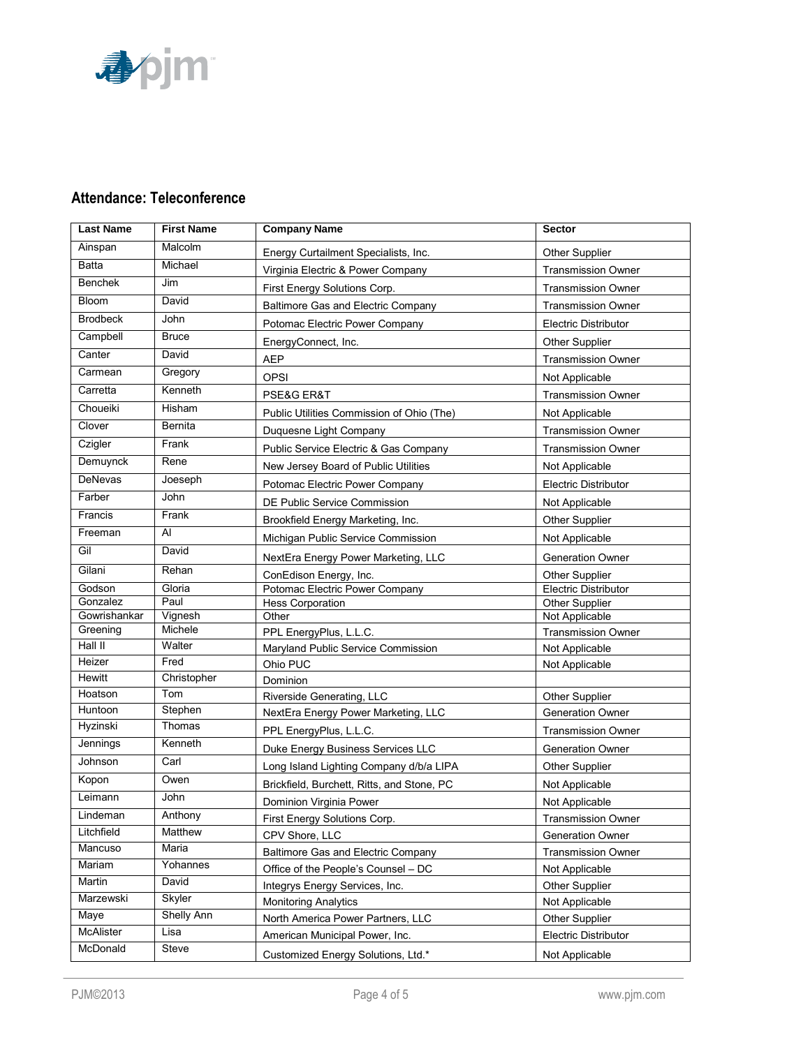## Attendance: Teleconference

| Last Name | First Name | Company Name | Sector |
|---|---|---|---|
| Ainspan | Malcolm | Energy Curtailment Specialists, Inc. | Other Supplier |
| Batta | Michael | Virginia Electric & Power Company | Transmission Owner |
| Benchek | Jim | First Energy Solutions Corp. | Transmission Owner |
| Bloom | David | Baltimore Gas and Electric Company | Transmission Owner |
| Brodbeck | John | Potomac Electric Power Company | Electric Distributor |
| Campbell | Bruce | EnergyConnect, Inc. | Other Supplier |
| Canter | David | AEP | Transmission Owner |
| Carmean | Gregory | OPSI | Not Applicable |
| Carretta | Kenneth | PSE&G ER&T | Transmission Owner |
| Choueiki | Hisham | Public Utilities Commission of Ohio (The) | Not Applicable |
| Clover | Bernita | Duquesne Light Company | Transmission Owner |
| Czigler | Frank | Public Service Electric & Gas Company | Transmission Owner |
| Demuynck | Rene | New Jersey Board of Public Utilities | Not Applicable |
| DeNevas | Joeseph | Potomac Electric Power Company | Electric Distributor |
| Farber | John | DE Public Service Commission | Not Applicable |
| Francis | Frank | Brookfield Energy Marketing, Inc. | Other Supplier |
| Freeman | Al | Michigan Public Service Commission | Not Applicable |
| Gil | David | NextEra Energy Power Marketing, LLC | Generation Owner |
| Gilani | Rehan | ConEdison Energy, Inc. | Other Supplier |
| Godson | Gloria | Potomac Electric Power Company | Electric Distributor |
| Gonzalez | Paul | Hess Corporation | Other Supplier |
| Gowrishankar | Vignesh | Other | Not Applicable |
| Greening | Michele | PPL EnergyPlus, L.L.C. | Transmission Owner |
| Hall II | Walter | Maryland Public Service Commission | Not Applicable |
| Heizer | Fred | Ohio PUC | Not Applicable |
| Hewitt | Christopher | Dominion | |
| Hoatson | Tom | Riverside Generating, LLC | Other Supplier |
| Huntoon | Stephen | NextEra Energy Power Marketing, LLC | Generation Owner |
| Hyzinski | Thomas | PPL EnergyPlus, L.L.C. | Transmission Owner |
| Jennings | Kenneth | Duke Energy Business Services LLC | Generation Owner |
| Johnson | Carl | Long Island Lighting Company d/b/a LIPA | Other Supplier |
| Kopon | Owen | Brickfield, Burchett, Ritts, and Stone, PC | Not Applicable |
| Leimann | John | Dominion Virginia Power | Not Applicable |
| Lindeman | Anthony | First Energy Solutions Corp. | Transmission Owner |
| Litchfield | Matthew | CPV Shore, LLC | Generation Owner |
| Mancuso | Maria | Baltimore Gas and Electric Company | Transmission Owner |
| Mariam | Yohannes | Office of the People's Counsel – DC | Not Applicable |
| Martin | David | Integrys Energy Services, Inc. | Other Supplier |
| Marzewski | Skyler | Monitoring Analytics | Not Applicable |
| Maye | Shelly Ann | North America Power Partners, LLC | Other Supplier |
| McAlister | Lisa | American Municipal Power, Inc. | Electric Distributor |
| McDonald | Steve | Customized Energy Solutions, Ltd.* | Not Applicable |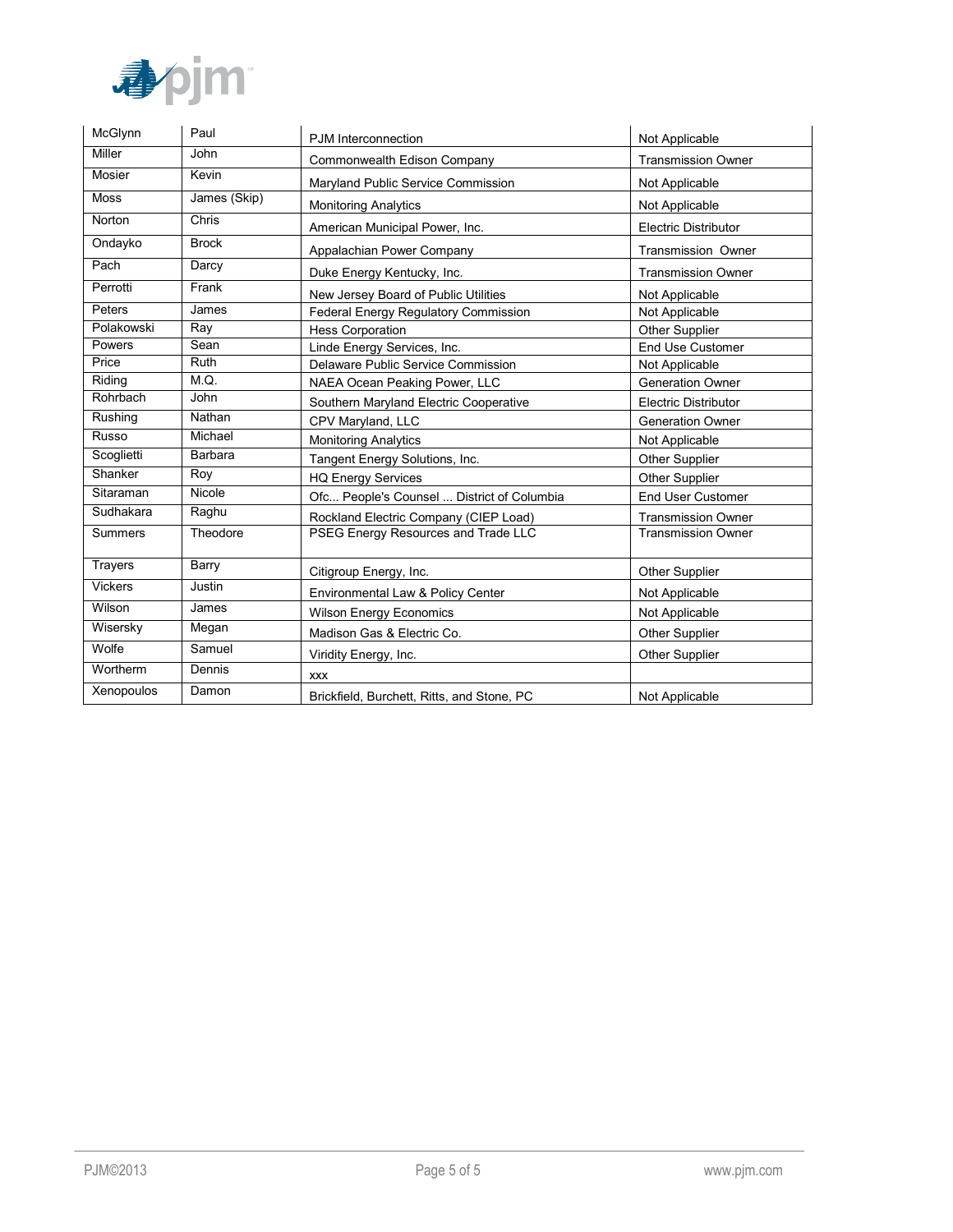| | | | |
|---|---|---|---|
| McGlynn | Paul | PJM Interconnection | Not Applicable |
| Miller | John | Commonwealth Edison Company | Transmission Owner |
| Mosier | Kevin | Maryland Public Service Commission | Not Applicable |
| Moss | James (Skip) | Monitoring Analytics | Not Applicable |
| Norton | Chris | American Municipal Power, Inc. | Electric Distributor |
| Ondayko | Brock | Appalachian Power Company | Transmission Owner |
| Pach | Darcy | Duke Energy Kentucky, Inc. | Transmission Owner |
| Perrotti | Frank | New Jersey Board of Public Utilities | Not Applicable |
| Peters | James | Federal Energy Regulatory Commission | Not Applicable |
| Polakowski | Ray | Hess Corporation | Other Supplier |
| Powers | Sean | Linde Energy Services, Inc. | End Use Customer |
| Price | Ruth | Delaware Public Service Commission | Not Applicable |
| Riding | M.Q. | NAEA Ocean Peaking Power, LLC | Generation Owner |
| Rohrbach | John | Southern Maryland Electric Cooperative | Electric Distributor |
| Rushing | Nathan | CPV Maryland, LLC | Generation Owner |
| Russo | Michael | Monitoring Analytics | Not Applicable |
| Scoglietti | Barbara | Tangent Energy Solutions, Inc. | Other Supplier |
| Shanker | Roy | HQ Energy Services | Other Supplier |
| Sitaraman | Nicole | Ofc... People's Counsel ... District of Columbia | End User Customer |
| Sudhakara | Raghu | Rockland Electric Company (CIEP Load) | Transmission Owner |
| Summers | Theodore | PSEG Energy Resources and Trade LLC | Transmission Owner |
| Trayers | Barry | Citigroup Energy, Inc. | Other Supplier |
| Vickers | Justin | Environmental Law & Policy Center | Not Applicable |
| Wilson | James | Wilson Energy Economics | Not Applicable |
| Wisersky | Megan | Madison Gas & Electric Co. | Other Supplier |
| Wolfe | Samuel | Viridity Energy, Inc. | Other Supplier |
| Wortherm | Dennis | xxx | |
| Xenopoulos | Damon | Brickfield, Burchett, Ritts, and Stone, PC | Not Applicable |